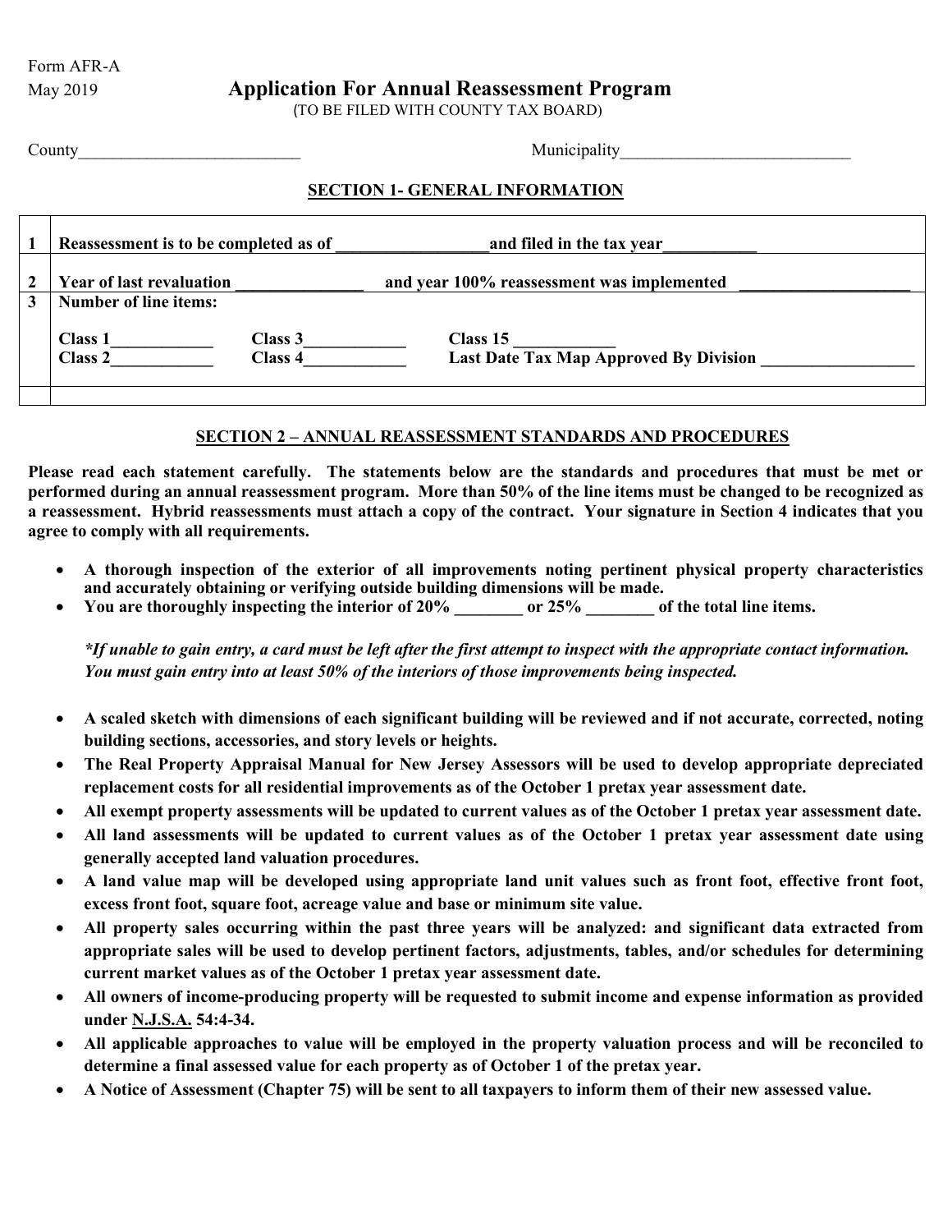Form AFR-A
May 2019

# Application For Annual Reassessment Program

(TO BE FILED WITH COUNTY TAX BOARD)

County__________________________ Municipality___________________________

## SECTION 1- GENERAL INFORMATION

| | |
|---|---|
| 1 | **Reassessment is to be completed as of _________________and filed in the tax year___________** |
| 2 | **Year of last revaluation _______________ and year 100% reassessment was implemented ____________________** |
| 3 | **Number of line items:**<br>**Class 1____________ Class 3____________ Class 15 ____________**<br>**Class 2____________ Class 4____________ Last Date Tax Map Approved By Division __________________** |
| | |

## SECTION 2 – ANNUAL REASSESSMENT STANDARDS AND PROCEDURES

**Please read each statement carefully. The statements below are the standards and procedures that must be met or performed during an annual reassessment program. More than 50% of the line items must be changed to be recognized as a reassessment. Hybrid reassessments must attach a copy of the contract. Your signature in Section 4 indicates that you agree to comply with all requirements.**

- **A thorough inspection of the exterior of all improvements noting pertinent physical property characteristics and accurately obtaining or verifying outside building dimensions will be made.**
- **You are thoroughly inspecting the interior of 20% ________ or 25% ________ of the total line items.**

***If unable to gain entry, a card must be left after the first attempt to inspect with the appropriate contact information. You must gain entry into at least 50% of the interiors of those improvements being inspected.***

- **A scaled sketch with dimensions of each significant building will be reviewed and if not accurate, corrected, noting building sections, accessories, and story levels or heights.**
- **The Real Property Appraisal Manual for New Jersey Assessors will be used to develop appropriate depreciated replacement costs for all residential improvements as of the October 1 pretax year assessment date.**
- **All exempt property assessments will be updated to current values as of the October 1 pretax year assessment date.**
- **All land assessments will be updated to current values as of the October 1 pretax year assessment date using generally accepted land valuation procedures.**
- **A land value map will be developed using appropriate land unit values such as front foot, effective front foot, excess front foot, square foot, acreage value and base or minimum site value.**
- **All property sales occurring within the past three years will be analyzed: and significant data extracted from appropriate sales will be used to develop pertinent factors, adjustments, tables, and/or schedules for determining current market values as of the October 1 pretax year assessment date.**
- **All owners of income-producing property will be requested to submit income and expense information as provided under N.J.S.A. 54:4-34.**
- **All applicable approaches to value will be employed in the property valuation process and will be reconciled to determine a final assessed value for each property as of October 1 of the pretax year.**
- **A Notice of Assessment (Chapter 75) will be sent to all taxpayers to inform them of their new assessed value.**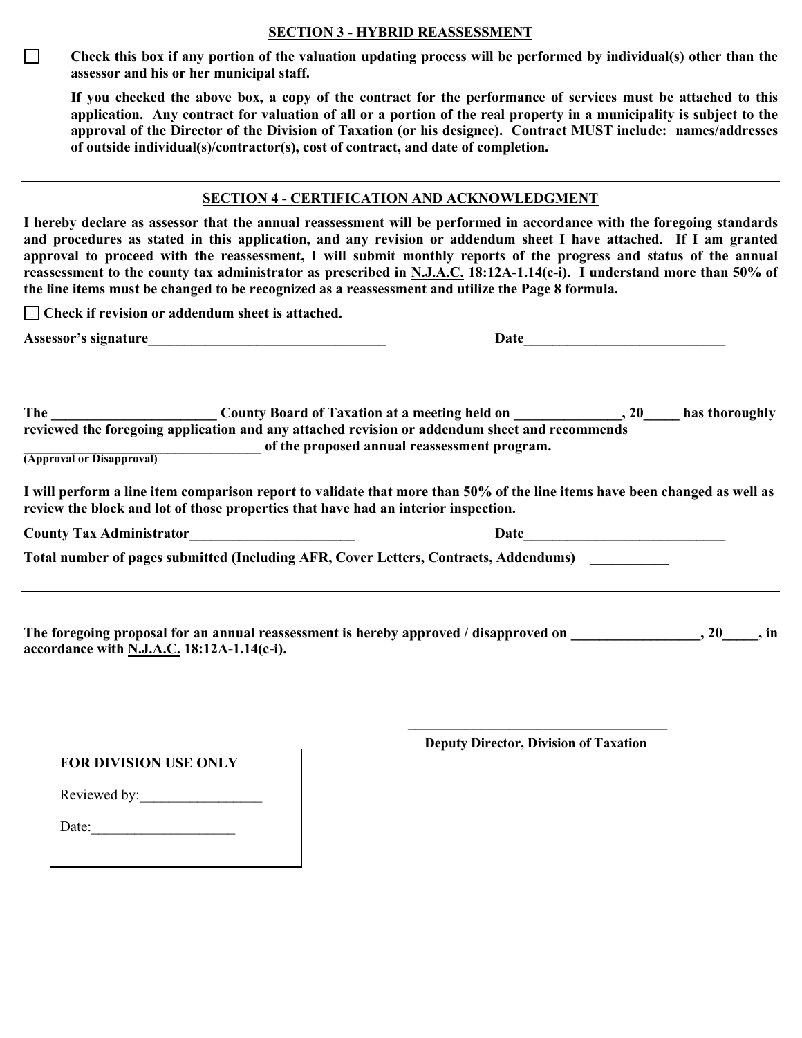## SECTION 3 - HYBRID REASSESSMENT

☐ **Check this box if any portion of the valuation updating process will be performed by individual(s) other than the assessor and his or her municipal staff.**

**If you checked the above box, a copy of the contract for the performance of services must be attached to this application. Any contract for valuation of all or a portion of the real property in a municipality is subject to the approval of the Director of the Division of Taxation (or his designee). Contract MUST include: names/addresses of outside individual(s)/contractor(s), cost of contract, and date of completion.**

---

## SECTION 4 - CERTIFICATION AND ACKNOWLEDGMENT

**I hereby declare as assessor that the annual reassessment will be performed in accordance with the foregoing standards and procedures as stated in this application, and any revision or addendum sheet I have attached. If I am granted approval to proceed with the reassessment, I will submit monthly reports of the progress and status of the annual reassessment to the county tax administrator as prescribed in N.J.A.C. 18:12A-1.14(c-i). I understand more than 50% of the line items must be changed to be recognized as a reassessment and utilize the Page 8 formula.**

☐ **Check if revision or addendum sheet is attached.**

**Assessor's signature**_________________________________ **Date**_____________________________

---

**The** _______________________ **County Board of Taxation at a meeting held on** _______________, **20**_____ **has thoroughly reviewed the foregoing application and any attached revision or addendum sheet and recommends** _________________________________ **of the proposed annual reassessment program.**

**(Approval or Disapproval)**

**I will perform a line item comparison report to validate that more than 50% of the line items have been changed as well as review the block and lot of those properties that have had an interior inspection.**

**County Tax Administrator**_______________________ **Date**_____________________________

**Total number of pages submitted (Including AFR, Cover Letters, Contracts, Addendums)** ___________

---

**The foregoing proposal for an annual reassessment is hereby approved / disapproved on** __________________, **20**_____, **in accordance with N.J.A.C. 18:12A-1.14(c-i).**

_____________________________________

**Deputy Director, Division of Taxation**

**FOR DIVISION USE ONLY**

Reviewed by:_________________

Date:____________________